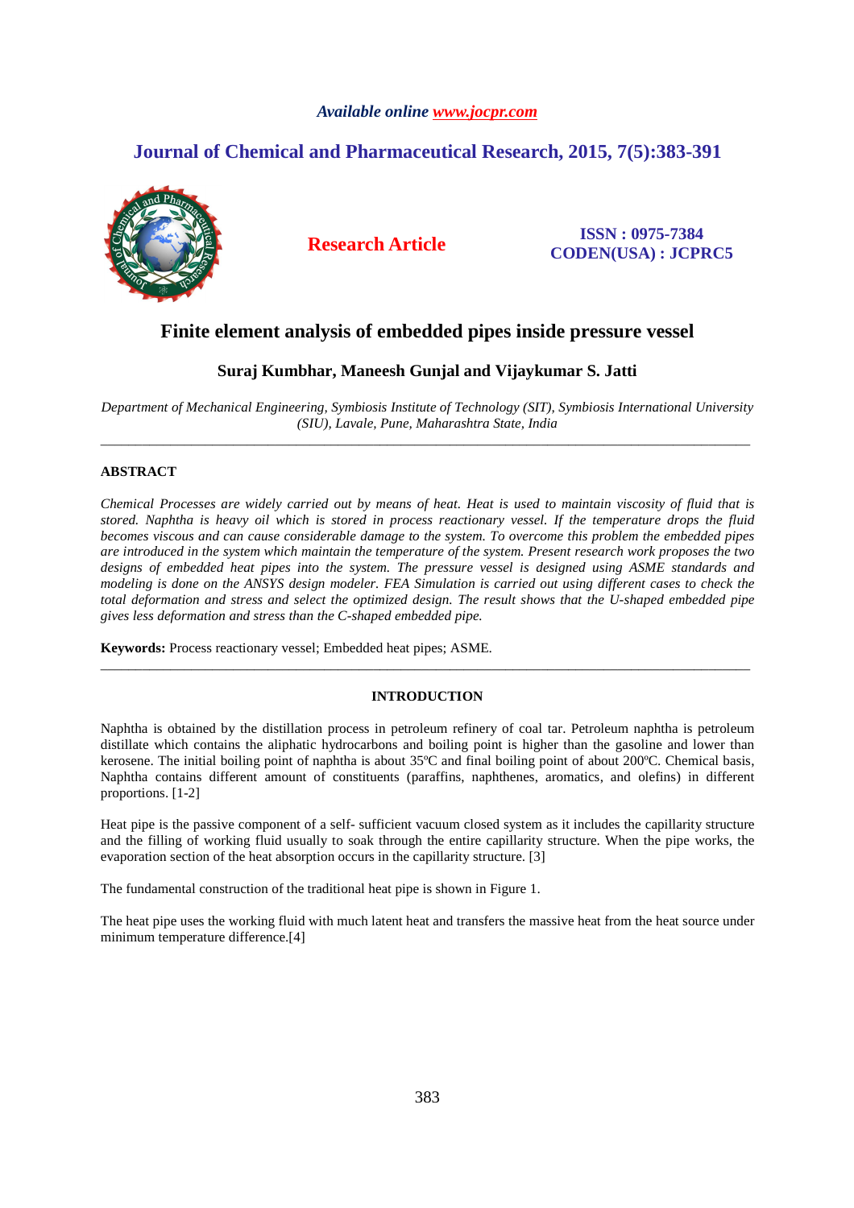*Available online www.jocpr.com*

## Journal of Chemical and Pharmaceutical Research, 2015, 7(5):383-391

**Research Article**

**ISSN : 0975-7384**
**CODEN(USA) : JCPRC5**

# Finite element analysis of embedded pipes inside pressure vessel

**Suraj Kumbhar, Maneesh Gunjal and Vijaykumar S. Jatti**

*Department of Mechanical Engineering, Symbiosis Institute of Technology (SIT), Symbiosis International University (SIU), Lavale, Pune, Maharashtra State, India*

---

## ABSTRACT

*Chemical Processes are widely carried out by means of heat. Heat is used to maintain viscosity of fluid that is stored. Naphtha is heavy oil which is stored in process reactionary vessel. If the temperature drops the fluid becomes viscous and can cause considerable damage to the system. To overcome this problem the embedded pipes are introduced in the system which maintain the temperature of the system. Present research work proposes the two designs of embedded heat pipes into the system. The pressure vessel is designed using ASME standards and modeling is done on the ANSYS design modeler. FEA Simulation is carried out using different cases to check the total deformation and stress and select the optimized design. The result shows that the U-shaped embedded pipe gives less deformation and stress than the C-shaped embedded pipe.*

**Keywords:** Process reactionary vessel; Embedded heat pipes; ASME.

---

## INTRODUCTION

Naphtha is obtained by the distillation process in petroleum refinery of coal tar. Petroleum naphtha is petroleum distillate which contains the aliphatic hydrocarbons and boiling point is higher than the gasoline and lower than kerosene. The initial boiling point of naphtha is about 35ºC and final boiling point of about 200ºC. Chemical basis, Naphtha contains different amount of constituents (paraffins, naphthenes, aromatics, and olefins) in different proportions. [1-2]

Heat pipe is the passive component of a self- sufficient vacuum closed system as it includes the capillarity structure and the filling of working fluid usually to soak through the entire capillarity structure. When the pipe works, the evaporation section of the heat absorption occurs in the capillarity structure. [3]

The fundamental construction of the traditional heat pipe is shown in Figure 1.

The heat pipe uses the working fluid with much latent heat and transfers the massive heat from the heat source under minimum temperature difference.[4]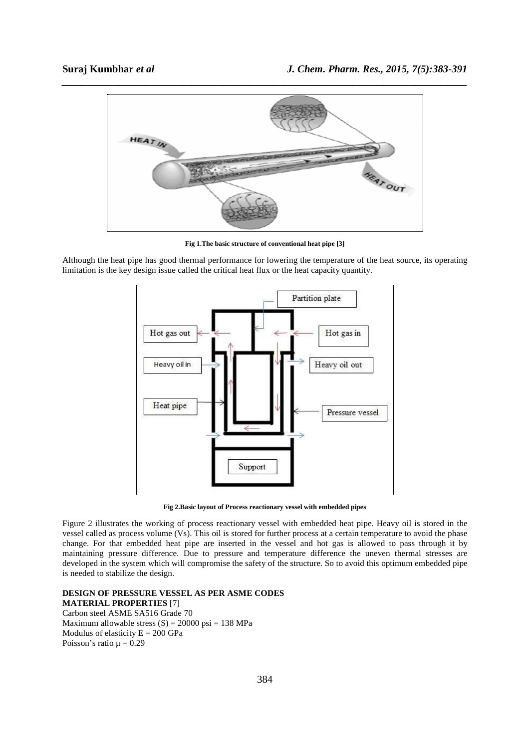Fig 1.The basic structure of conventional heat pipe [3]

Although the heat pipe has good thermal performance for lowering the temperature of the heat source, its operating limitation is the key design issue called the critical heat flux or the heat capacity quantity.

Fig 2.Basic layout of Process reactionary vessel with embedded pipes

Figure 2 illustrates the working of process reactionary vessel with embedded heat pipe. Heavy oil is stored in the vessel called as process volume (Vs). This oil is stored for further process at a certain temperature to avoid the phase change. For that embedded heat pipe are inserted in the vessel and hot gas is allowed to pass through it by maintaining pressure difference. Due to pressure and temperature difference the uneven thermal stresses are developed in the system which will compromise the safety of the structure. So to avoid this optimum embedded pipe is needed to stabilize the design.

**DESIGN OF PRESSURE VESSEL AS PER ASME CODES**

**MATERIAL PROPERTIES** [7]

Carbon steel ASME SA516 Grade 70
Maximum allowable stress (S) = 20000 psi = 138 MPa
Modulus of elasticity E = 200 GPa
Poisson's ratio $\mu = 0.29$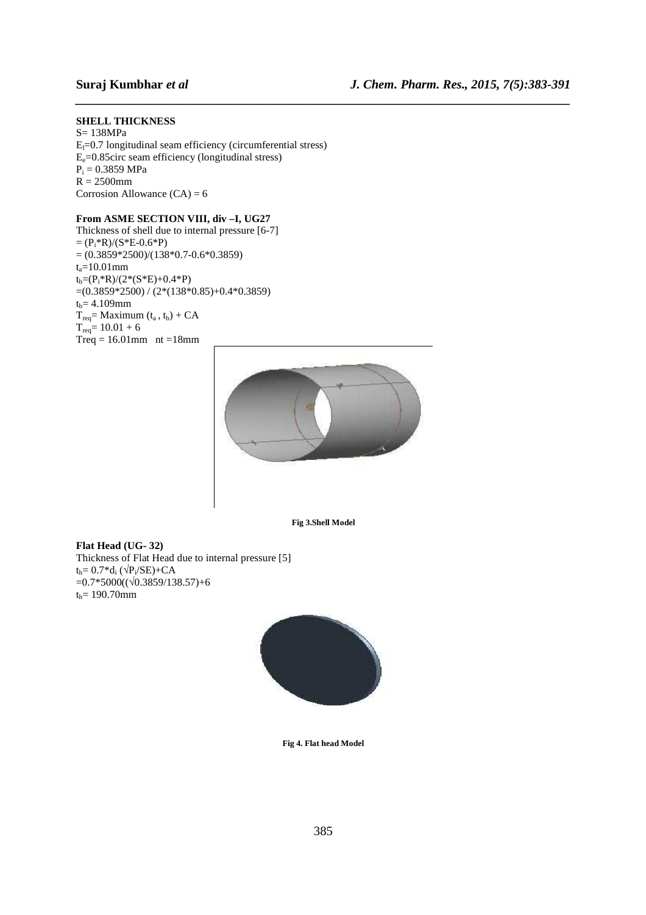**SHELL THICKNESS**

S= 138MPa
$E_l$=0.7 longitudinal seam efficiency (circumferential stress)
$E_e$=0.85circ seam efficiency (longitudinal stress)
$P_i$ = 0.3859 MPa
R = 2500mm
Corrosion Allowance (CA) = 6

**From ASME SECTION VIII, div –I, UG27**

Thickness of shell due to internal pressure [6-7]
$= (P_i*R)/(S*E-0.6*P)$
$= (0.3859*2500)/(138*0.7-0.6*0.3859)$
$t_a$=10.01mm
$t_b=(P_i*R)/(2*(S*E)+0.4*P)$
$=(0.3859*2500) / (2*(138*0.85)+0.4*0.3859)$
$t_b$= 4.109mm
$T_{req}$= Maximum ($t_a$ , $t_b$) + CA
$T_{req}$= 10.01 + 6
Treq = 16.01mm nt =18mm

Fig 3.Shell Model

**Flat Head (UG- 32)**

Thickness of Flat Head due to internal pressure [5]
$t_h= 0.7*d_i (\sqrt{P_i/SE})$+CA
$=0.7*5000((\sqrt{0.3859/138.57})+6$
$t_h$= 190.70mm

Fig 4. Flat head Model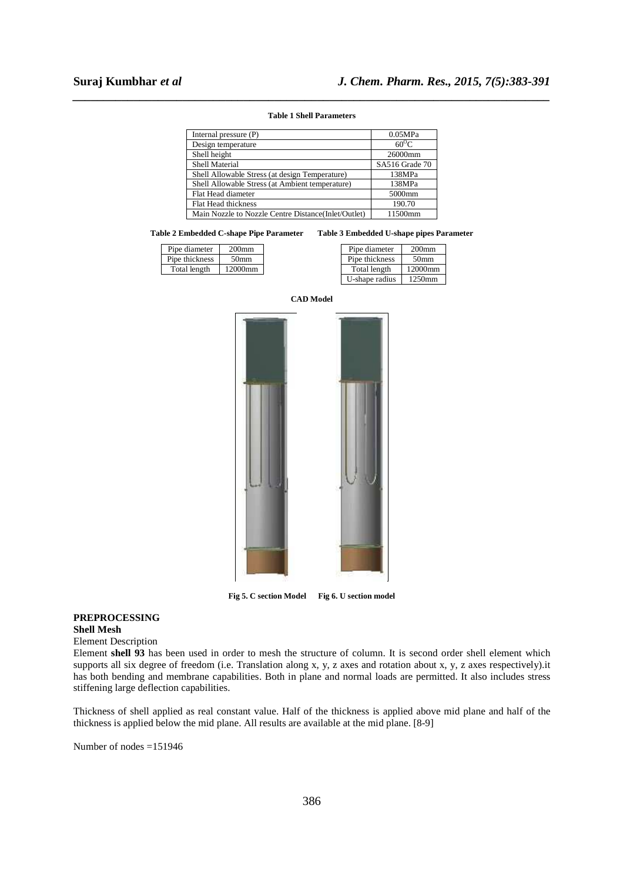**Table 1 Shell Parameters**

| Parameter | Value |
|---|---|
| Internal pressure (P) | 0.05MPa |
| Design temperature | $60^0$C |
| Shell height | 26000mm |
| Shell Material | SA516 Grade 70 |
| Shell Allowable Stress (at design Temperature) | 138MPa |
| Shell Allowable Stress (at Ambient temperature) | 138MPa |
| Flat Head diameter | 5000mm |
| Flat Head thickness | 190.70 |
| Main Nozzle to Nozzle Centre Distance(Inlet/Outlet) | 11500mm |

**Table 2 Embedded C-shape Pipe Parameter**

| Parameter | Value |
|---|---|
| Pipe diameter | 200mm |
| Pipe thickness | 50mm |
| Total length | 12000mm |

**Table 3 Embedded U-shape pipes Parameter**

| Parameter | Value |
|---|---|
| Pipe diameter | 200mm |
| Pipe thickness | 50mm |
| Total length | 12000mm |
| U-shape radius | 1250mm |

**CAD Model**

**Fig 5. C section Model Fig 6. U section model**

## PREPROCESSING

### Shell Mesh

Element Description

Element **shell 93** has been used in order to mesh the structure of column. It is second order shell element which supports all six degree of freedom (i.e. Translation along x, y, z axes and rotation about x, y, z axes respectively).it has both bending and membrane capabilities. Both in plane and normal loads are permitted. It also includes stress stiffening large deflection capabilities.

Thickness of shell applied as real constant value. Half of the thickness is applied above mid plane and half of the thickness is applied below the mid plane. All results are available at the mid plane. [8-9]

Number of nodes =151946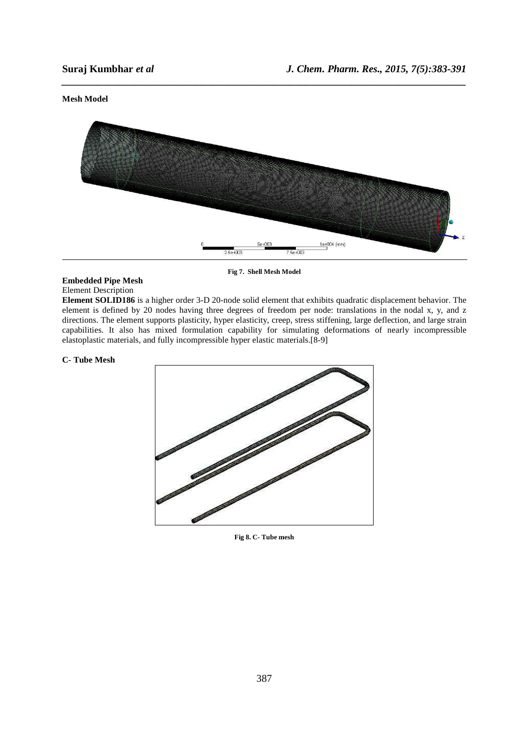**Mesh Model**

Fig 7. Shell Mesh Model

**Embedded Pipe Mesh**

Element Description

**Element SOLID186** is a higher order 3-D 20-node solid element that exhibits quadratic displacement behavior. The element is defined by 20 nodes having three degrees of freedom per node: translations in the nodal x, y, and z directions. The element supports plasticity, hyper elasticity, creep, stress stiffening, large deflection, and large strain capabilities. It also has mixed formulation capability for simulating deformations of nearly incompressible elastoplastic materials, and fully incompressible hyper elastic materials.[8-9]

**C- Tube Mesh**

Fig 8. C- Tube mesh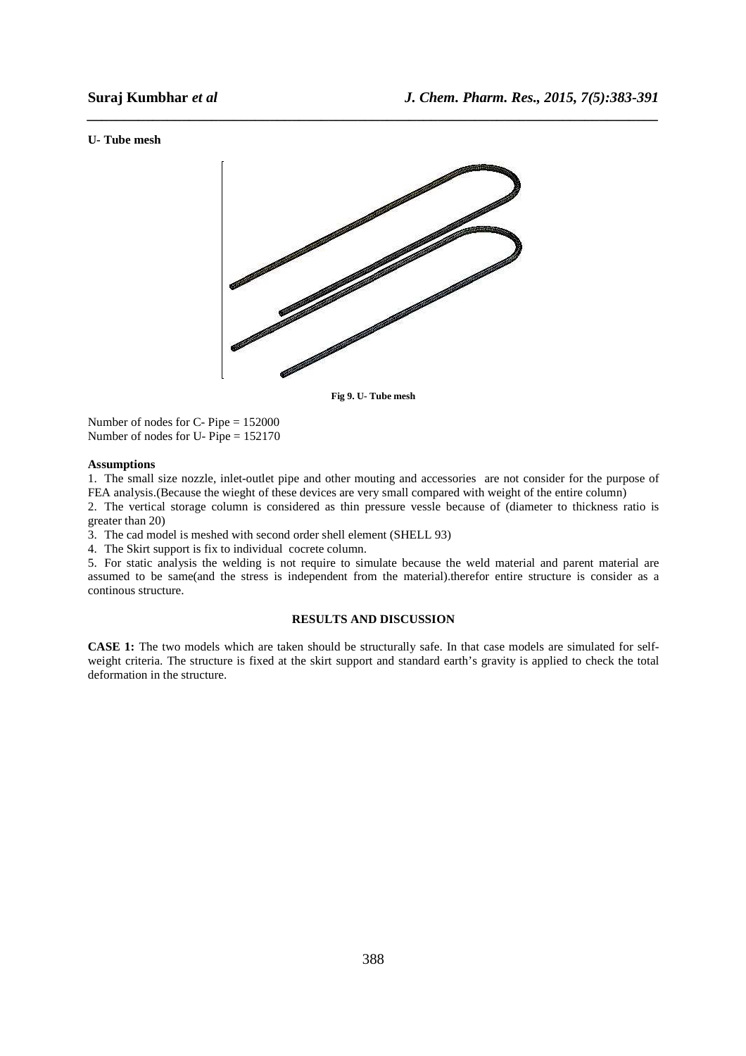**U- Tube mesh**

Fig 9. U- Tube mesh

Number of nodes for C- Pipe = 152000
Number of nodes for U- Pipe = 152170

**Assumptions**

1. The small size nozzle, inlet-outlet pipe and other mouting and accessories are not consider for the purpose of FEA analysis.(Because the wieght of these devices are very small compared with weight of the entire column)
2. The vertical storage column is considered as thin pressure vessle because of (diameter to thickness ratio is greater than 20)
3. The cad model is meshed with second order shell element (SHELL 93)
4. The Skirt support is fix to individual cocrete column.
5. For static analysis the welding is not require to simulate because the weld material and parent material are assumed to be same(and the stress is independent from the material).therefor entire structure is consider as a continous structure.

## RESULTS AND DISCUSSION

**CASE 1:** The two models which are taken should be structurally safe. In that case models are simulated for self-weight criteria. The structure is fixed at the skirt support and standard earth's gravity is applied to check the total deformation in the structure.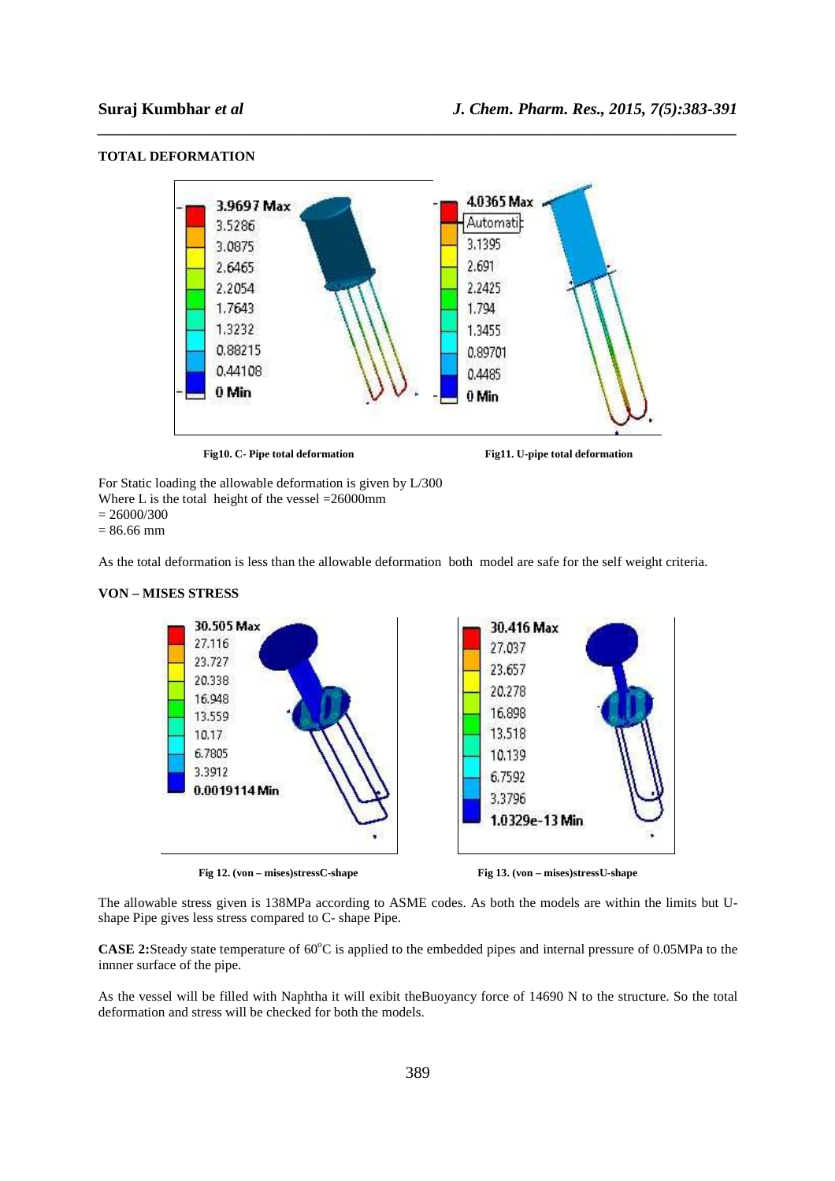### TOTAL DEFORMATION

**Fig10. C- Pipe total deformation** **Fig11. U-pipe total deformation**

For Static loading the allowable deformation is given by L/300
Where L is the total height of the vessel =26000mm
= 26000/300
= 86.66 mm

As the total deformation is less than the allowable deformation both model are safe for the self weight criteria.

### VON – MISES STRESS

**Fig 12. (von – mises)stressC-shape** **Fig 13. (von – mises)stressU-shape**

The allowable stress given is 138MPa according to ASME codes. As both the models are within the limits but U-shape Pipe gives less stress compared to C- shape Pipe.

**CASE 2:** Steady state temperature of 60°C is applied to the embedded pipes and internal pressure of 0.05MPa to the innner surface of the pipe.

As the vessel will be filled with Naphtha it will exibit theBuoyancy force of 14690 N to the structure. So the total deformation and stress will be checked for both the models.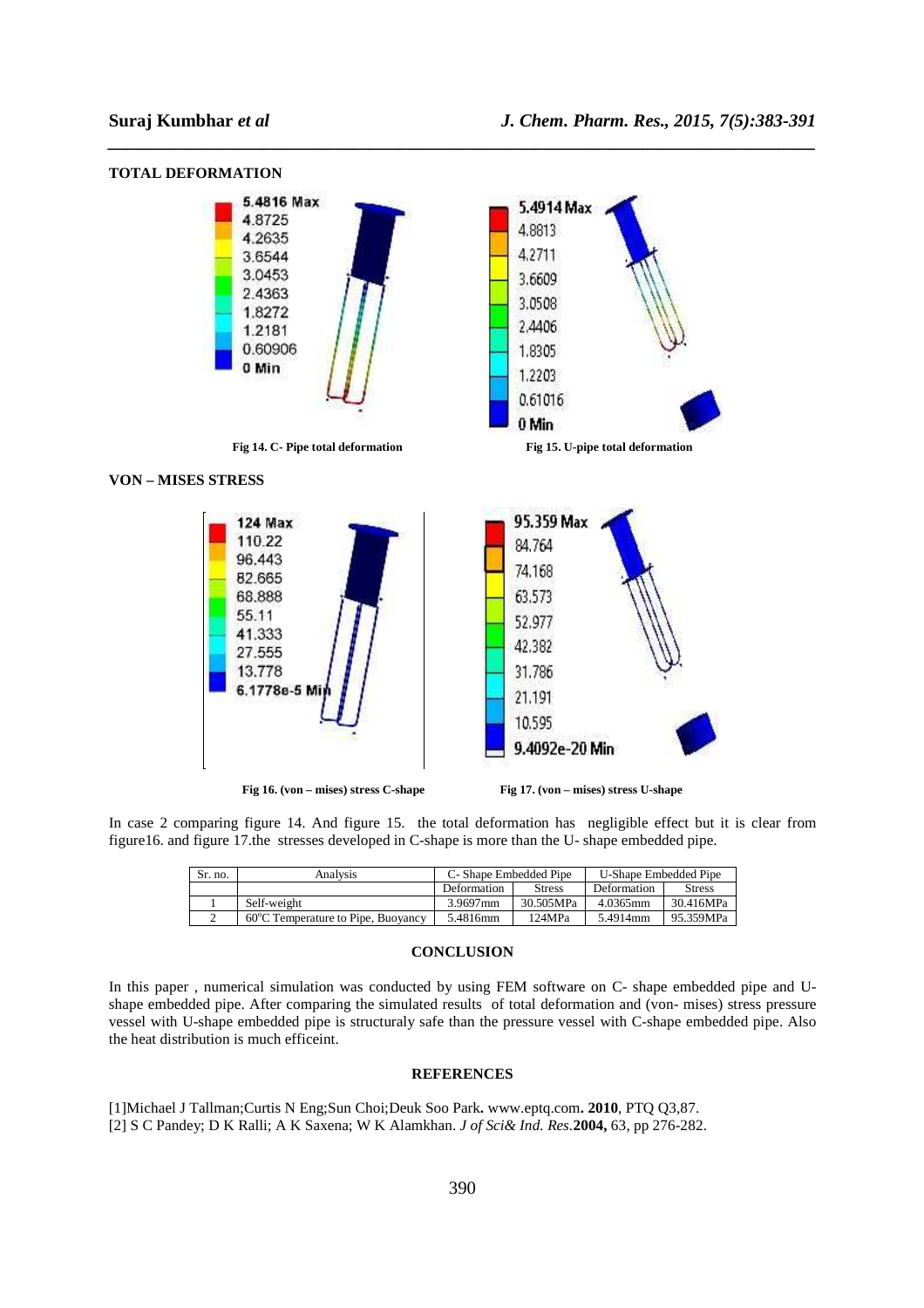**TOTAL DEFORMATION**

Fig 14. C- Pipe total deformation

Fig 15. U-pipe total deformation

**VON – MISES STRESS**

Fig 16. (von – mises) stress C-shape

Fig 17. (von – mises) stress U-shape

In case 2 comparing figure 14. And figure 15. the total deformation has negligible effect but it is clear from figure16. and figure 17.the stresses developed in C-shape is more than the U- shape embedded pipe.

| Sr. no. | Analysis | C- Shape Embedded Pipe | | U-Shape Embedded Pipe | |
|---|---|---|---|---|---|
| | | Deformation | Stress | Deformation | Stress |
| 1 | Self-weight | 3.9697mm | 30.505MPa | 4.0365mm | 30.416MPa |
| 2 | 60°C Temperature to Pipe, Buoyancy | 5.4816mm | 124MPa | 5.4914mm | 95.359MPa |

## CONCLUSION

In this paper , numerical simulation was conducted by using FEM software on C- shape embedded pipe and U-shape embedded pipe. After comparing the simulated results of total deformation and (von- mises) stress pressure vessel with U-shape embedded pipe is structuraly safe than the pressure vessel with C-shape embedded pipe. Also the heat distribution is much efficeint.

## REFERENCES

[1]Michael J Tallman;Curtis N Eng;Sun Choi;Deuk Soo Park**.** www.eptq.com**. 2010**, PTQ Q3,87.

[2] S C Pandey; D K Ralli; A K Saxena; W K Alamkhan. *J of Sci& Ind. Res.***2004,** 63, pp 276-282.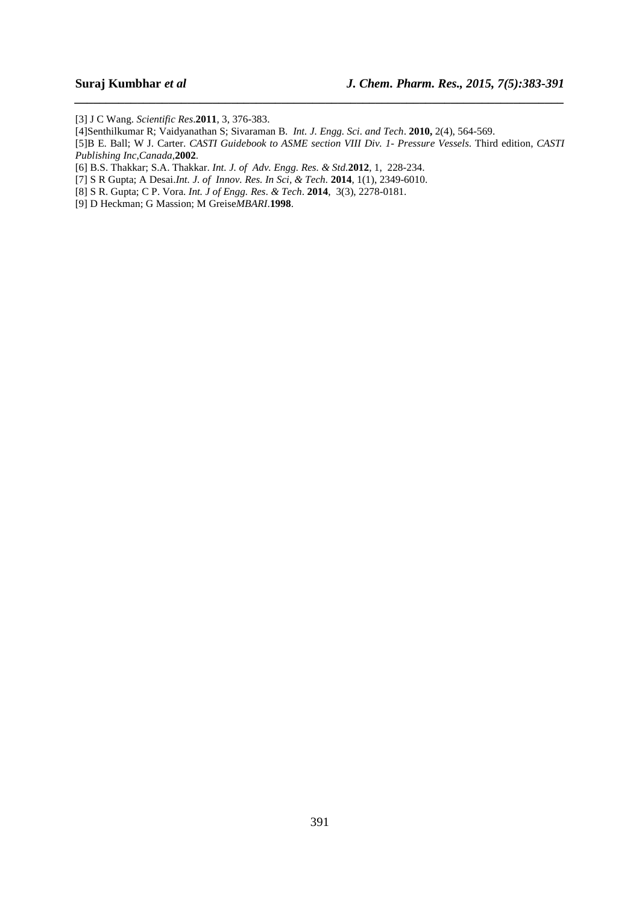[3] J C Wang. *Scientific Res*.**2011**, 3, 376-383.

[4]Senthilkumar R; Vaidyanathan S; Sivaraman B. *Int. J. Engg. Sci. and Tech*. **2010,** 2(4), 564-569.

[5]B E. Ball; W J. Carter. *CASTI Guidebook to ASME section VIII Div. 1- Pressure Vessels*. Third edition, *CASTI Publishing Inc,Canada,***2002**.

[6] B.S. Thakkar; S.A. Thakkar. *Int. J. of Adv. Engg. Res. & Std*.**2012**, 1, 228-234.

[7] S R Gupta; A Desai.*Int. J. of Innov. Res. In Sci, & Tech*. **2014**, 1(1), 2349-6010.

[8] S R. Gupta; C P. Vora. *Int. J of Engg. Res. & Tech*. **2014**, 3(3), 2278-0181.

[9] D Heckman; G Massion; M Greise*MBARI*.**1998**.